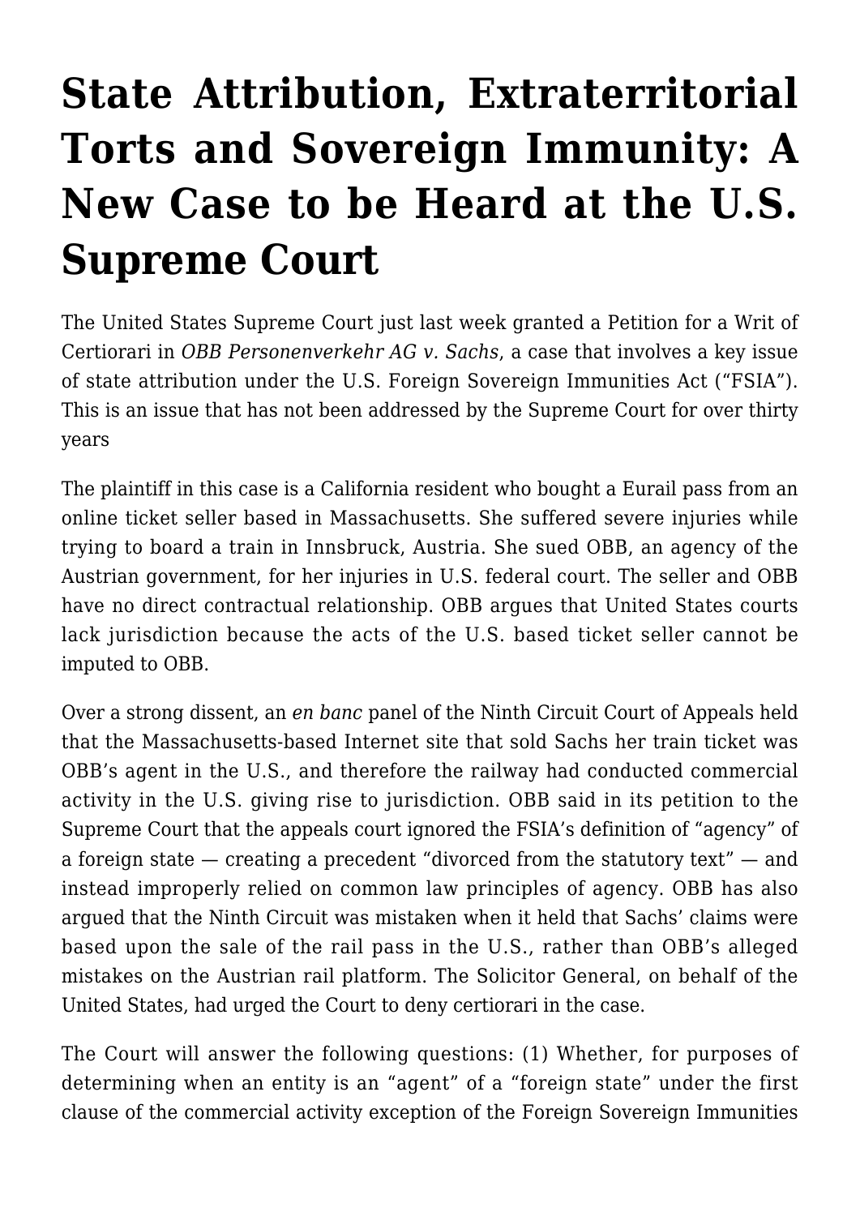# State Attribution, Extraterritorial Torts and Sovereign Immunity: A New Case to be Heard at the U.S. Supreme Court

The United States Supreme Court just last week granted a Petition for a Writ of Certiorari in *OBB Personenverkehr AG v. Sachs*, a case that involves a key issue of state attribution under the U.S. Foreign Sovereign Immunities Act ("FSIA"). This is an issue that has not been addressed by the Supreme Court for over thirty years

The plaintiff in this case is a California resident who bought a Eurail pass from an online ticket seller based in Massachusetts. She suffered severe injuries while trying to board a train in Innsbruck, Austria. She sued OBB, an agency of the Austrian government, for her injuries in U.S. federal court. The seller and OBB have no direct contractual relationship. OBB argues that United States courts lack jurisdiction because the acts of the U.S. based ticket seller cannot be imputed to OBB.

Over a strong dissent, an *en banc* panel of the Ninth Circuit Court of Appeals held that the Massachusetts-based Internet site that sold Sachs her train ticket was OBB's agent in the U.S., and therefore the railway had conducted commercial activity in the U.S. giving rise to jurisdiction. OBB said in its petition to the Supreme Court that the appeals court ignored the FSIA's definition of "agency" of a foreign state — creating a precedent "divorced from the statutory text" — and instead improperly relied on common law principles of agency. OBB has also argued that the Ninth Circuit was mistaken when it held that Sachs' claims were based upon the sale of the rail pass in the U.S., rather than OBB's alleged mistakes on the Austrian rail platform. The Solicitor General, on behalf of the United States, had urged the Court to deny certiorari in the case.

The Court will answer the following questions: (1) Whether, for purposes of determining when an entity is an "agent" of a "foreign state" under the first clause of the commercial activity exception of the Foreign Sovereign Immunities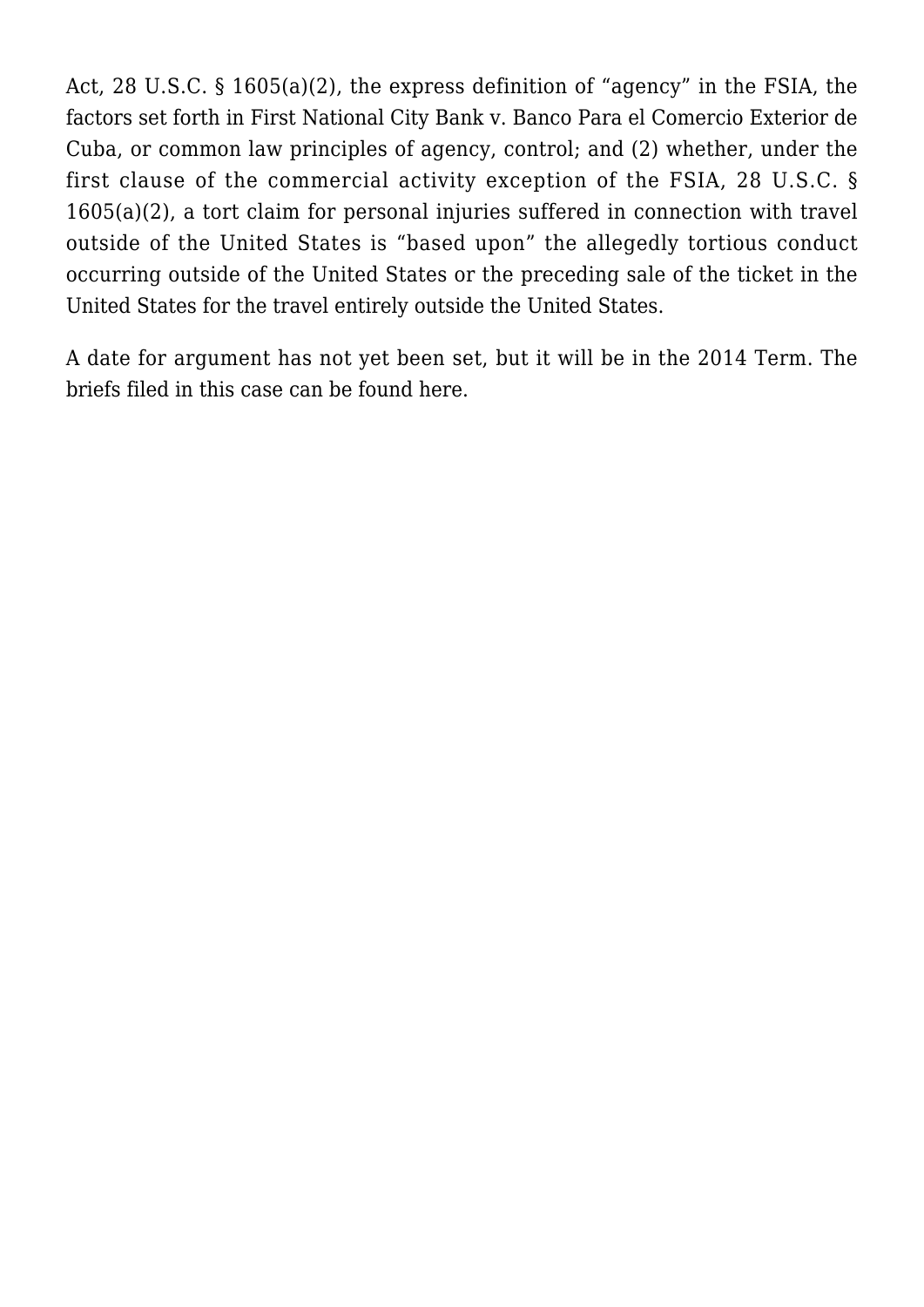Act, 28 U.S.C. § 1605(a)(2), the express definition of "agency" in the FSIA, the factors set forth in First National City Bank v. Banco Para el Comercio Exterior de Cuba, or common law principles of agency, control; and (2) whether, under the first clause of the commercial activity exception of the FSIA, 28 U.S.C. § 1605(a)(2), a tort claim for personal injuries suffered in connection with travel outside of the United States is "based upon" the allegedly tortious conduct occurring outside of the United States or the preceding sale of the ticket in the United States for the travel entirely outside the United States.

A date for argument has not yet been set, but it will be in the 2014 Term. The briefs filed in this case can be found here.